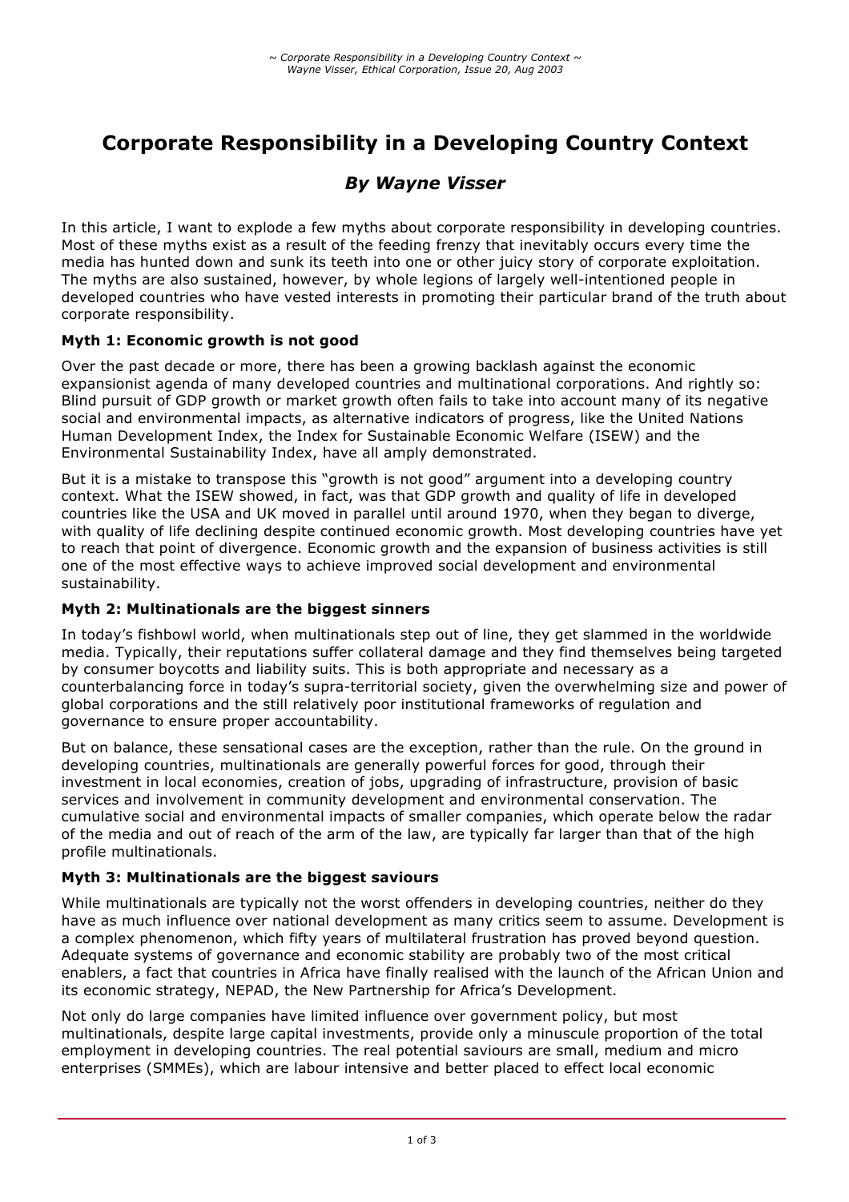# Corporate Responsibility in a Developing Country Context

## *By Wayne Visser*

In this article, I want to explode a few myths about corporate responsibility in developing countries. Most of these myths exist as a result of the feeding frenzy that inevitably occurs every time the media has hunted down and sunk its teeth into one or other juicy story of corporate exploitation. The myths are also sustained, however, by whole legions of largely well-intentioned people in developed countries who have vested interests in promoting their particular brand of the truth about corporate responsibility.

### Myth 1: Economic growth is not good

Over the past decade or more, there has been a growing backlash against the economic expansionist agenda of many developed countries and multinational corporations. And rightly so: Blind pursuit of GDP growth or market growth often fails to take into account many of its negative social and environmental impacts, as alternative indicators of progress, like the United Nations Human Development Index, the Index for Sustainable Economic Welfare (ISEW) and the Environmental Sustainability Index, have all amply demonstrated.

But it is a mistake to transpose this "growth is not good" argument into a developing country context. What the ISEW showed, in fact, was that GDP growth and quality of life in developed countries like the USA and UK moved in parallel until around 1970, when they began to diverge, with quality of life declining despite continued economic growth. Most developing countries have yet to reach that point of divergence. Economic growth and the expansion of business activities is still one of the most effective ways to achieve improved social development and environmental sustainability.

### Myth 2: Multinationals are the biggest sinners

In today's fishbowl world, when multinationals step out of line, they get slammed in the worldwide media. Typically, their reputations suffer collateral damage and they find themselves being targeted by consumer boycotts and liability suits. This is both appropriate and necessary as a counterbalancing force in today's supra-territorial society, given the overwhelming size and power of global corporations and the still relatively poor institutional frameworks of regulation and governance to ensure proper accountability.

But on balance, these sensational cases are the exception, rather than the rule. On the ground in developing countries, multinationals are generally powerful forces for good, through their investment in local economies, creation of jobs, upgrading of infrastructure, provision of basic services and involvement in community development and environmental conservation. The cumulative social and environmental impacts of smaller companies, which operate below the radar of the media and out of reach of the arm of the law, are typically far larger than that of the high profile multinationals.

### Myth 3: Multinationals are the biggest saviours

While multinationals are typically not the worst offenders in developing countries, neither do they have as much influence over national development as many critics seem to assume. Development is a complex phenomenon, which fifty years of multilateral frustration has proved beyond question. Adequate systems of governance and economic stability are probably two of the most critical enablers, a fact that countries in Africa have finally realised with the launch of the African Union and its economic strategy, NEPAD, the New Partnership for Africa's Development.

Not only do large companies have limited influence over government policy, but most multinationals, despite large capital investments, provide only a minuscule proportion of the total employment in developing countries. The real potential saviours are small, medium and micro enterprises (SMMEs), which are labour intensive and better placed to effect local economic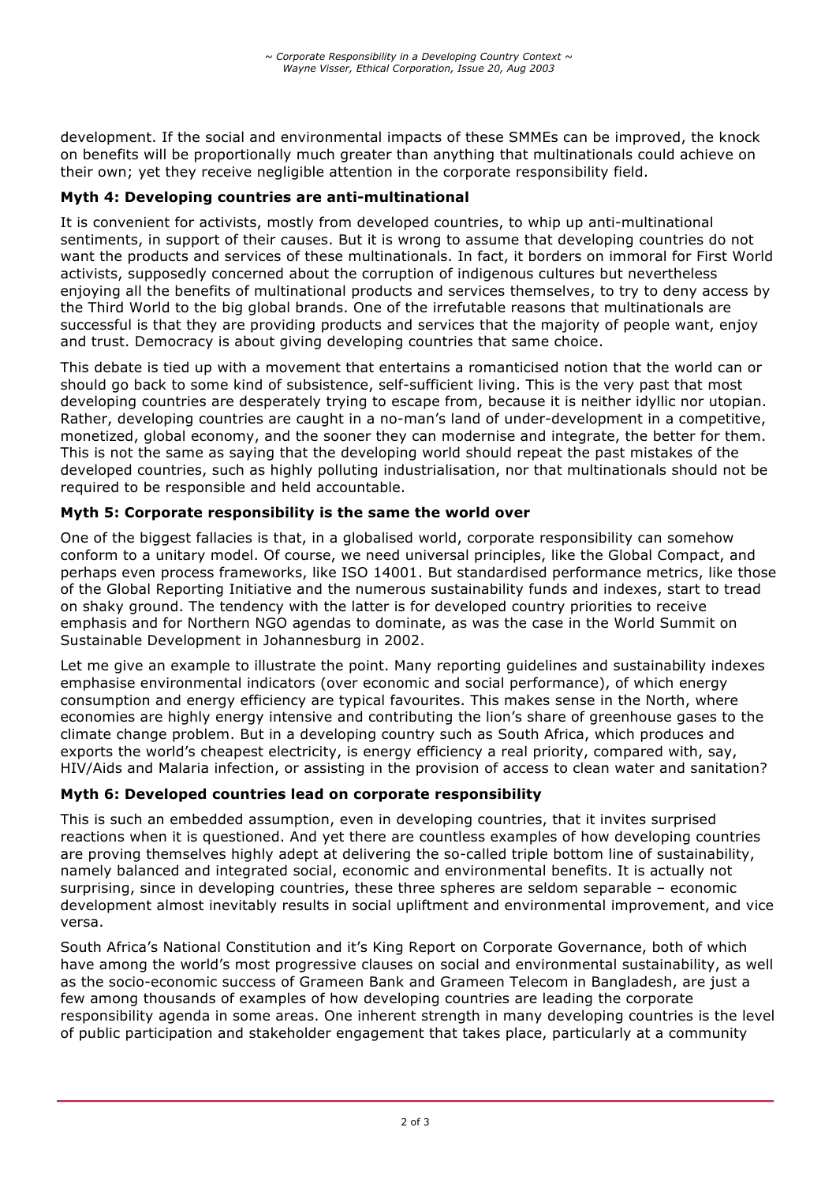development. If the social and environmental impacts of these SMMEs can be improved, the knock on benefits will be proportionally much greater than anything that multinationals could achieve on their own; yet they receive negligible attention in the corporate responsibility field.

### Myth 4: Developing countries are anti-multinational

It is convenient for activists, mostly from developed countries, to whip up anti-multinational sentiments, in support of their causes. But it is wrong to assume that developing countries do not want the products and services of these multinationals. In fact, it borders on immoral for First World activists, supposedly concerned about the corruption of indigenous cultures but nevertheless enjoying all the benefits of multinational products and services themselves, to try to deny access by the Third World to the big global brands. One of the irrefutable reasons that multinationals are successful is that they are providing products and services that the majority of people want, enjoy and trust. Democracy is about giving developing countries that same choice.

This debate is tied up with a movement that entertains a romanticised notion that the world can or should go back to some kind of subsistence, self-sufficient living. This is the very past that most developing countries are desperately trying to escape from, because it is neither idyllic nor utopian. Rather, developing countries are caught in a no-man's land of under-development in a competitive, monetized, global economy, and the sooner they can modernise and integrate, the better for them. This is not the same as saying that the developing world should repeat the past mistakes of the developed countries, such as highly polluting industrialisation, nor that multinationals should not be required to be responsible and held accountable.

### Myth 5: Corporate responsibility is the same the world over

One of the biggest fallacies is that, in a globalised world, corporate responsibility can somehow conform to a unitary model. Of course, we need universal principles, like the Global Compact, and perhaps even process frameworks, like ISO 14001. But standardised performance metrics, like those of the Global Reporting Initiative and the numerous sustainability funds and indexes, start to tread on shaky ground. The tendency with the latter is for developed country priorities to receive emphasis and for Northern NGO agendas to dominate, as was the case in the World Summit on Sustainable Development in Johannesburg in 2002.

Let me give an example to illustrate the point. Many reporting guidelines and sustainability indexes emphasise environmental indicators (over economic and social performance), of which energy consumption and energy efficiency are typical favourites. This makes sense in the North, where economies are highly energy intensive and contributing the lion's share of greenhouse gases to the climate change problem. But in a developing country such as South Africa, which produces and exports the world's cheapest electricity, is energy efficiency a real priority, compared with, say, HIV/Aids and Malaria infection, or assisting in the provision of access to clean water and sanitation?

### Myth 6: Developed countries lead on corporate responsibility

This is such an embedded assumption, even in developing countries, that it invites surprised reactions when it is questioned. And yet there are countless examples of how developing countries are proving themselves highly adept at delivering the so-called triple bottom line of sustainability, namely balanced and integrated social, economic and environmental benefits. It is actually not surprising, since in developing countries, these three spheres are seldom separable – economic development almost inevitably results in social upliftment and environmental improvement, and vice versa.

South Africa's National Constitution and it's King Report on Corporate Governance, both of which have among the world's most progressive clauses on social and environmental sustainability, as well as the socio-economic success of Grameen Bank and Grameen Telecom in Bangladesh, are just a few among thousands of examples of how developing countries are leading the corporate responsibility agenda in some areas. One inherent strength in many developing countries is the level of public participation and stakeholder engagement that takes place, particularly at a community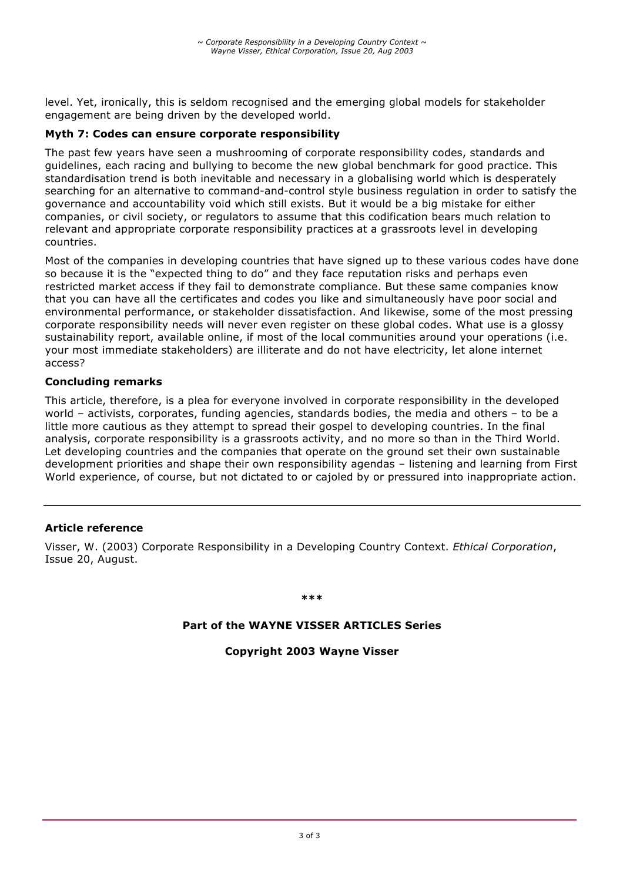level. Yet, ironically, this is seldom recognised and the emerging global models for stakeholder engagement are being driven by the developed world.

### Myth 7: Codes can ensure corporate responsibility

The past few years have seen a mushrooming of corporate responsibility codes, standards and guidelines, each racing and bullying to become the new global benchmark for good practice. This standardisation trend is both inevitable and necessary in a globalising world which is desperately searching for an alternative to command-and-control style business regulation in order to satisfy the governance and accountability void which still exists. But it would be a big mistake for either companies, or civil society, or regulators to assume that this codification bears much relation to relevant and appropriate corporate responsibility practices at a grassroots level in developing countries.

Most of the companies in developing countries that have signed up to these various codes have done so because it is the "expected thing to do" and they face reputation risks and perhaps even restricted market access if they fail to demonstrate compliance. But these same companies know that you can have all the certificates and codes you like and simultaneously have poor social and environmental performance, or stakeholder dissatisfaction. And likewise, some of the most pressing corporate responsibility needs will never even register on these global codes. What use is a glossy sustainability report, available online, if most of the local communities around your operations (i.e. your most immediate stakeholders) are illiterate and do not have electricity, let alone internet access?

### Concluding remarks

This article, therefore, is a plea for everyone involved in corporate responsibility in the developed world – activists, corporates, funding agencies, standards bodies, the media and others – to be a little more cautious as they attempt to spread their gospel to developing countries. In the final analysis, corporate responsibility is a grassroots activity, and no more so than in the Third World. Let developing countries and the companies that operate on the ground set their own sustainable development priorities and shape their own responsibility agendas – listening and learning from First World experience, of course, but not dictated to or cajoled by or pressured into inappropriate action.

---

### Article reference

Visser, W. (2003) Corporate Responsibility in a Developing Country Context. *Ethical Corporation*, Issue 20, August.

***

**Part of the WAYNE VISSER ARTICLES Series**

**Copyright 2003 Wayne Visser**